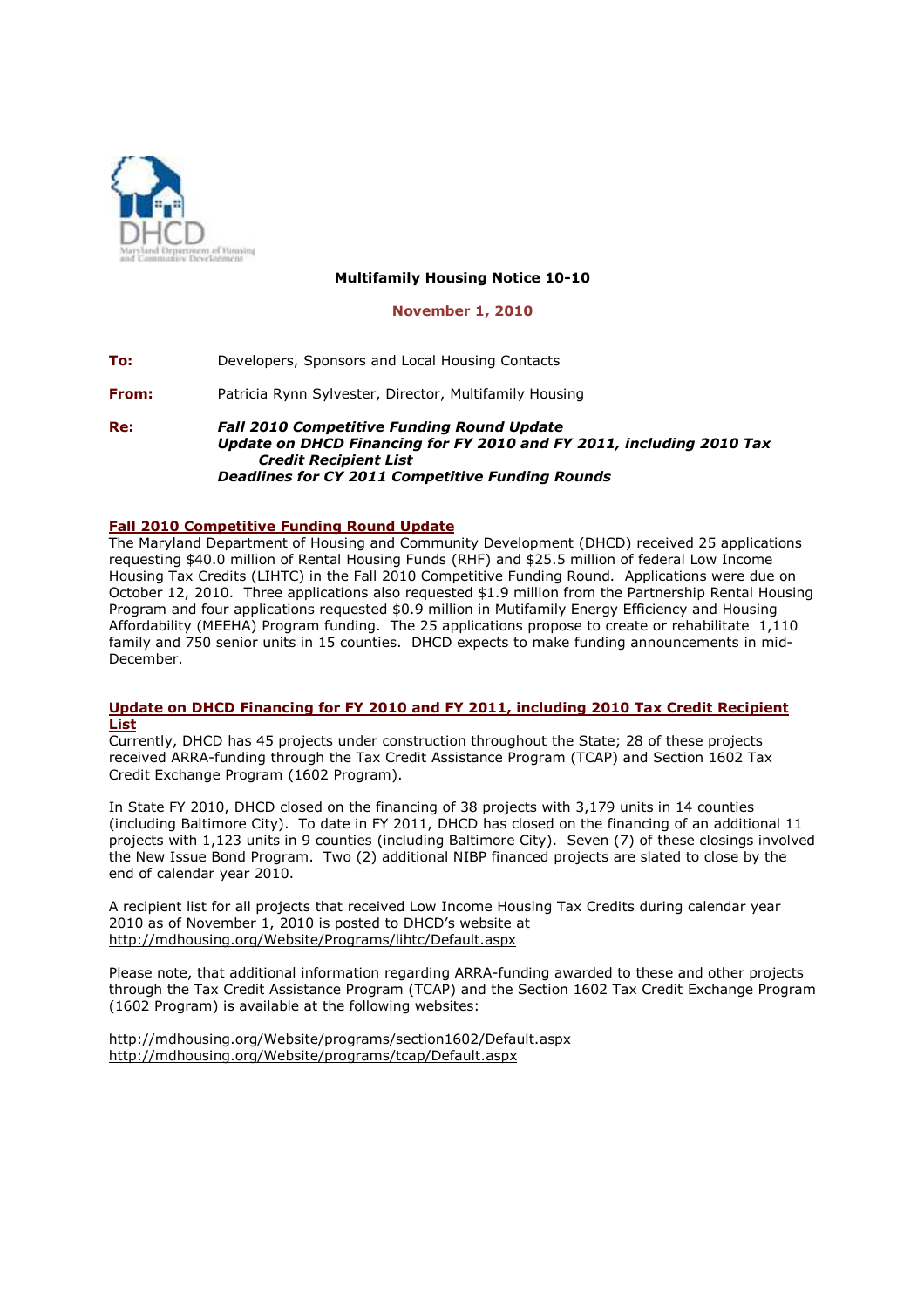**Multifamily Housing Notice 10-10**

**November 1, 2010**

**To:** Developers, Sponsors and Local Housing Contacts

**From:** Patricia Rynn Sylvester, Director, Multifamily Housing

**Re:** ***Fall 2010 Competitive Funding Round Update***
***Update on DHCD Financing for FY 2010 and FY 2011, including 2010 Tax Credit Recipient List***
***Deadlines for CY 2011 Competitive Funding Rounds***

## Fall 2010 Competitive Funding Round Update

The Maryland Department of Housing and Community Development (DHCD) received 25 applications requesting $40.0 million of Rental Housing Funds (RHF) and $25.5 million of federal Low Income Housing Tax Credits (LIHTC) in the Fall 2010 Competitive Funding Round. Applications were due on October 12, 2010. Three applications also requested $1.9 million from the Partnership Rental Housing Program and four applications requested $0.9 million in Mutifamily Energy Efficiency and Housing Affordability (MEEHA) Program funding. The 25 applications propose to create or rehabilitate 1,110 family and 750 senior units in 15 counties. DHCD expects to make funding announcements in mid-December.

## Update on DHCD Financing for FY 2010 and FY 2011, including 2010 Tax Credit Recipient List

Currently, DHCD has 45 projects under construction throughout the State; 28 of these projects received ARRA-funding through the Tax Credit Assistance Program (TCAP) and Section 1602 Tax Credit Exchange Program (1602 Program).

In State FY 2010, DHCD closed on the financing of 38 projects with 3,179 units in 14 counties (including Baltimore City). To date in FY 2011, DHCD has closed on the financing of an additional 11 projects with 1,123 units in 9 counties (including Baltimore City). Seven (7) of these closings involved the New Issue Bond Program. Two (2) additional NIBP financed projects are slated to close by the end of calendar year 2010.

A recipient list for all projects that received Low Income Housing Tax Credits during calendar year 2010 as of November 1, 2010 is posted to DHCD's website at
http://mdhousing.org/Website/Programs/lihtc/Default.aspx

Please note, that additional information regarding ARRA-funding awarded to these and other projects through the Tax Credit Assistance Program (TCAP) and the Section 1602 Tax Credit Exchange Program (1602 Program) is available at the following websites:

http://mdhousing.org/Website/programs/section1602/Default.aspx
http://mdhousing.org/Website/programs/tcap/Default.aspx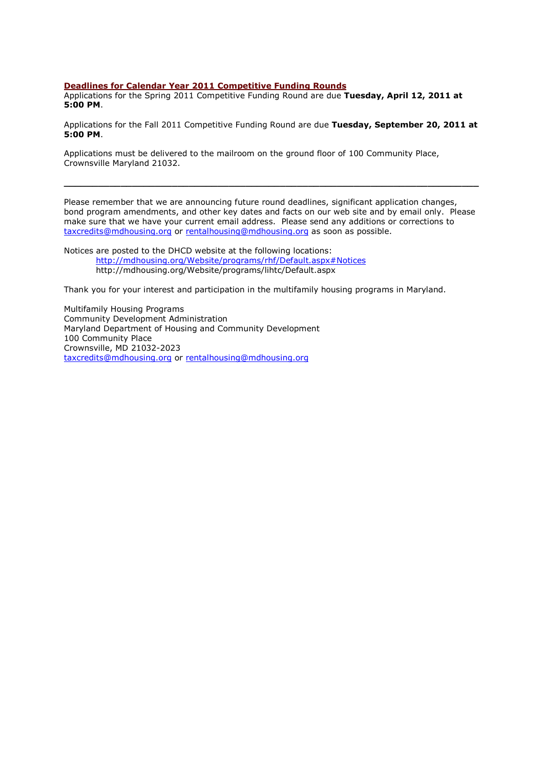## Deadlines for Calendar Year 2011 Competitive Funding Rounds

Applications for the Spring 2011 Competitive Funding Round are due **Tuesday, April 12, 2011 at 5:00 PM**.

Applications for the Fall 2011 Competitive Funding Round are due **Tuesday, September 20, 2011 at 5:00 PM**.

Applications must be delivered to the mailroom on the ground floor of 100 Community Place, Crownsville Maryland 21032.

---

Please remember that we are announcing future round deadlines, significant application changes, bond program amendments, and other key dates and facts on our web site and by email only. Please make sure that we have your current email address. Please send any additions or corrections to taxcredits@mdhousing.org or rentalhousing@mdhousing.org as soon as possible.

Notices are posted to the DHCD website at the following locations:

http://mdhousing.org/Website/programs/rhf/Default.aspx#Notices
http://mdhousing.org/Website/programs/lihtc/Default.aspx

Thank you for your interest and participation in the multifamily housing programs in Maryland.

Multifamily Housing Programs
Community Development Administration
Maryland Department of Housing and Community Development
100 Community Place
Crownsville, MD 21032-2023
taxcredits@mdhousing.org or rentalhousing@mdhousing.org